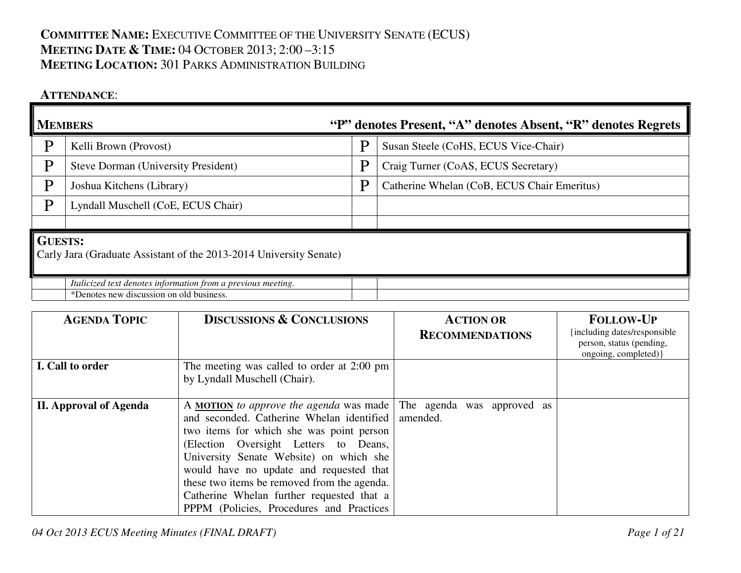**COMMITTEE NAME:** EXECUTIVE COMMITTEE OF THE UNIVERSITY SENATE (ECUS)
**MEETING DATE & TIME:** 04 OCTOBER 2013; 2:00 –3:15
**MEETING LOCATION:** 301 PARKS ADMINISTRATION BUILDING

**ATTENDANCE**:

| **MEMBERS** | | **"P" denotes Present, "A" denotes Absent, "R" denotes Regrets** | |
|---|---|---|---|
| P | Kelli Brown (Provost) | P | Susan Steele (CoHS, ECUS Vice-Chair) |
| P | Steve Dorman (University President) | P | Craig Turner (CoAS, ECUS Secretary) |
| P | Joshua Kitchens (Library) | P | Catherine Whelan (CoB, ECUS Chair Emeritus) |
| P | Lyndall Muschell (CoE, ECUS Chair) | | |
| | | | |

**GUESTS:**
Carly Jara (Graduate Assistant of the 2013-2014 University Senate)

| | | | |
|---|---|---|---|
| | *Italicized text denotes information from a previous meeting.* | | |
| | \*Denotes new discussion on old business. | | |

| **AGENDA TOPIC** | **DISCUSSIONS & CONCLUSIONS** | **ACTION OR RECOMMENDATIONS** | **FOLLOW-UP** {including dates/responsible person, status (pending, ongoing, completed)} |
|---|---|---|---|
| **I. Call to order** | The meeting was called to order at 2:00 pm by Lyndall Muschell (Chair). | | |
| **II. Approval of Agenda** | A **MOTION** *to approve the agenda* was made and seconded. Catherine Whelan identified two items for which she was point person (Election Oversight Letters to Deans, University Senate Website) on which she would have no update and requested that these two items be removed from the agenda. Catherine Whelan further requested that a PPPM (Policies, Procedures and Practices | The agenda was approved as amended. | |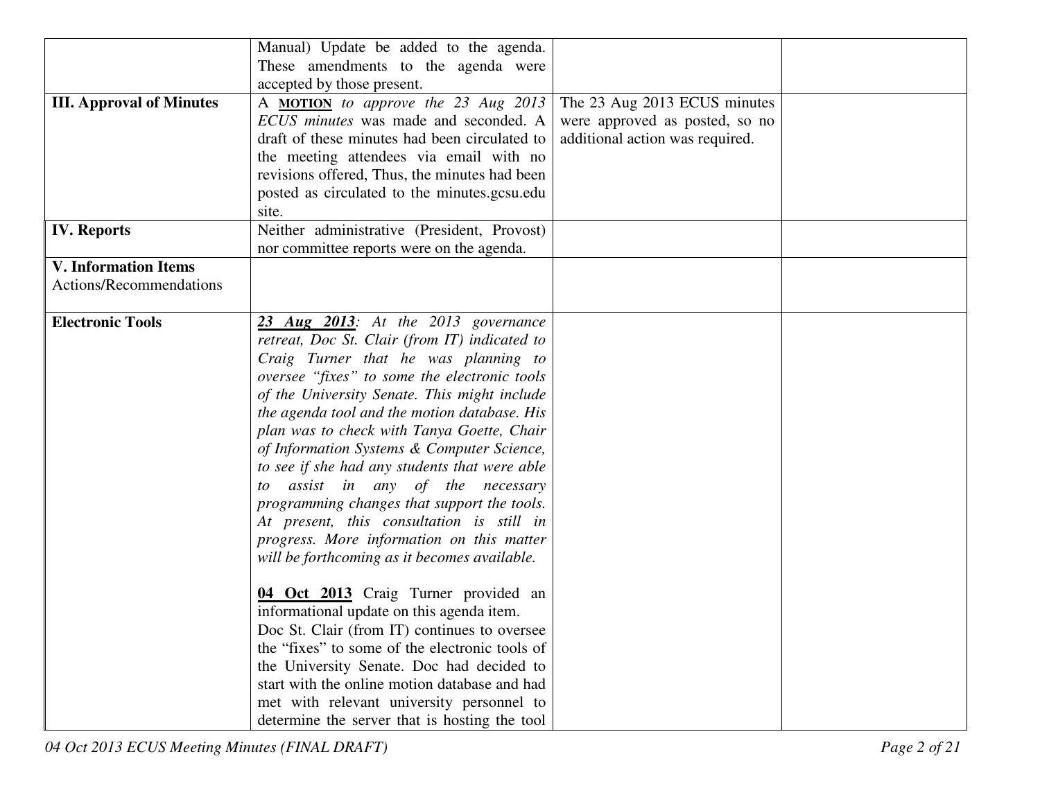| | | | |
|---|---|---|---|
| | Manual) Update be added to the agenda. These amendments to the agenda were accepted by those present. | | |
| **III. Approval of Minutes** | A **MOTION** *to approve the 23 Aug 2013 ECUS minutes* was made and seconded. A draft of these minutes had been circulated to the meeting attendees via email with no revisions offered, Thus, the minutes had been posted as circulated to the minutes.gcsu.edu site. | The 23 Aug 2013 ECUS minutes were approved as posted, so no additional action was required. | |
| **IV. Reports** | Neither administrative (President, Provost) nor committee reports were on the agenda. | | |
| **V. Information Items** Actions/Recommendations | | | |
| **Electronic Tools** | ***23 Aug 2013****: At the 2013 governance retreat, Doc St. Clair (from IT) indicated to Craig Turner that he was planning to oversee "fixes" to some the electronic tools of the University Senate. This might include the agenda tool and the motion database. His plan was to check with Tanya Goette, Chair of Information Systems & Computer Science, to see if she had any students that were able to assist in any of the necessary programming changes that support the tools. At present, this consultation is still in progress. More information on this matter will be forthcoming as it becomes available.*<br><br>**04 Oct 2013** Craig Turner provided an informational update on this agenda item. Doc St. Clair (from IT) continues to oversee the "fixes" to some of the electronic tools of the University Senate. Doc had decided to start with the online motion database and had met with relevant university personnel to determine the server that is hosting the tool | | |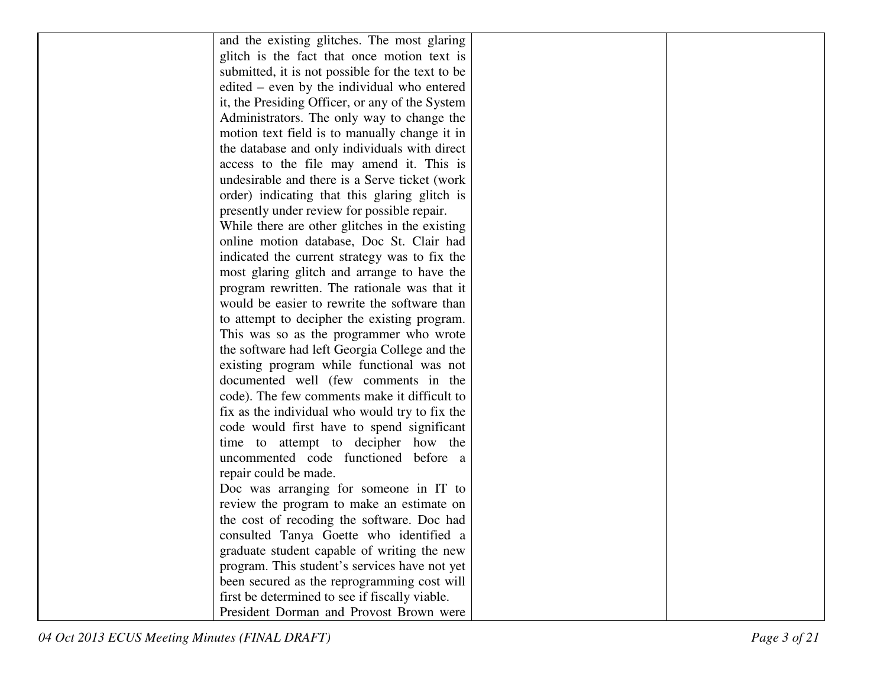| | | | |
|---|---|---|---|
| | and the existing glitches. The most glaring glitch is the fact that once motion text is submitted, it is not possible for the text to be edited – even by the individual who entered it, the Presiding Officer, or any of the System Administrators. The only way to change the motion text field is to manually change it in the database and only individuals with direct access to the file may amend it. This is undesirable and there is a Serve ticket (work order) indicating that this glaring glitch is presently under review for possible repair.<br>While there are other glitches in the existing online motion database, Doc St. Clair had indicated the current strategy was to fix the most glaring glitch and arrange to have the program rewritten. The rationale was that it would be easier to rewrite the software than to attempt to decipher the existing program. This was so as the programmer who wrote the software had left Georgia College and the existing program while functional was not documented well (few comments in the code). The few comments make it difficult to fix as the individual who would try to fix the code would first have to spend significant time to attempt to decipher how the uncommented code functioned before a repair could be made.<br>Doc was arranging for someone in IT to review the program to make an estimate on the cost of recoding the software. Doc had consulted Tanya Goette who identified a graduate student capable of writing the new program. This student's services have not yet been secured as the reprogramming cost will first be determined to see if fiscally viable.<br>President Dorman and Provost Brown were | | |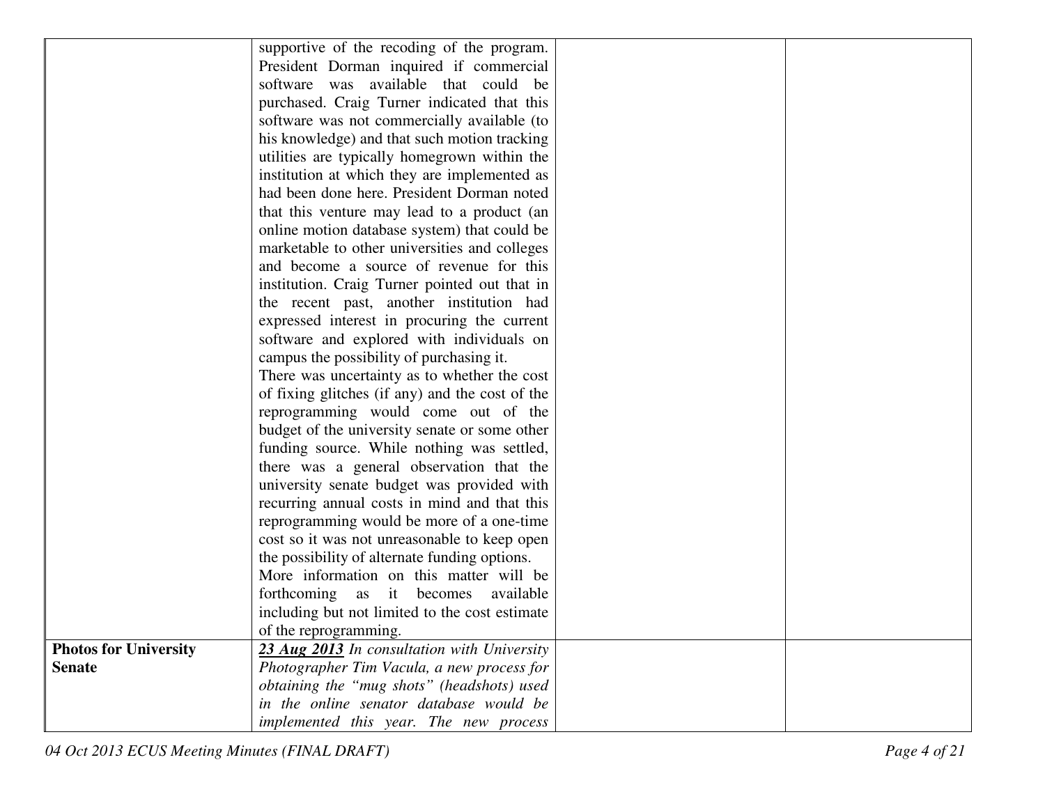| | | | |
|---|---|---|---|
| | supportive of the recoding of the program. President Dorman inquired if commercial software was available that could be purchased. Craig Turner indicated that this software was not commercially available (to his knowledge) and that such motion tracking utilities are typically homegrown within the institution at which they are implemented as had been done here. President Dorman noted that this venture may lead to a product (an online motion database system) that could be marketable to other universities and colleges and become a source of revenue for this institution. Craig Turner pointed out that in the recent past, another institution had expressed interest in procuring the current software and explored with individuals on campus the possibility of purchasing it.<br>There was uncertainty as to whether the cost of fixing glitches (if any) and the cost of the reprogramming would come out of the budget of the university senate or some other funding source. While nothing was settled, there was a general observation that the university senate budget was provided with recurring annual costs in mind and that this reprogramming would be more of a one-time cost so it was not unreasonable to keep open the possibility of alternate funding options.<br>More information on this matter will be forthcoming as it becomes available including but not limited to the cost estimate of the reprogramming. | | |
| **Photos for University Senate** | ***23 Aug 2013*** *In consultation with University Photographer Tim Vacula, a new process for obtaining the "mug shots" (headshots) used in the online senator database would be implemented this year. The new process* | | |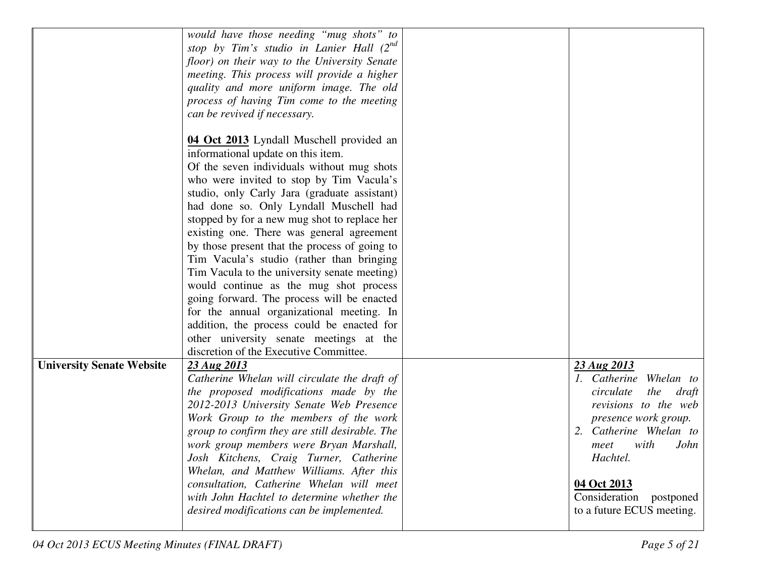| | | | |
|---|---|---|---|
| | *would have those needing "mug shots" to stop by Tim's studio in Lanier Hall (2nd floor) on their way to the University Senate meeting. This process will provide a higher quality and more uniform image. The old process of having Tim come to the meeting can be revived if necessary.*<br><br>**<u>04 Oct 2013</u>** Lyndall Muschell provided an informational update on this item.<br>Of the seven individuals without mug shots who were invited to stop by Tim Vacula's studio, only Carly Jara (graduate assistant) had done so. Only Lyndall Muschell had stopped by for a new mug shot to replace her existing one. There was general agreement by those present that the process of going to Tim Vacula's studio (rather than bringing Tim Vacula to the university senate meeting) would continue as the mug shot process going forward. The process will be enacted for the annual organizational meeting. In addition, the process could be enacted for other university senate meetings at the discretion of the Executive Committee. | | |
| **University Senate Website** | ***<u>23 Aug 2013</u>***<br>*Catherine Whelan will circulate the draft of the proposed modifications made by the 2012-2013 University Senate Web Presence Work Group to the members of the work group to confirm they are still desirable. The work group members were Bryan Marshall, Josh Kitchens, Craig Turner, Catherine Whelan, and Matthew Williams. After this consultation, Catherine Whelan will meet with John Hachtel to determine whether the desired modifications can be implemented.* | | ***<u>23 Aug 2013</u>***<br>*1. Catherine Whelan to circulate the draft revisions to the web presence work group.*<br>*2. Catherine Whelan to meet with John Hachtel.*<br><br>**<u>04 Oct 2013</u>**<br>Consideration postponed to a future ECUS meeting. |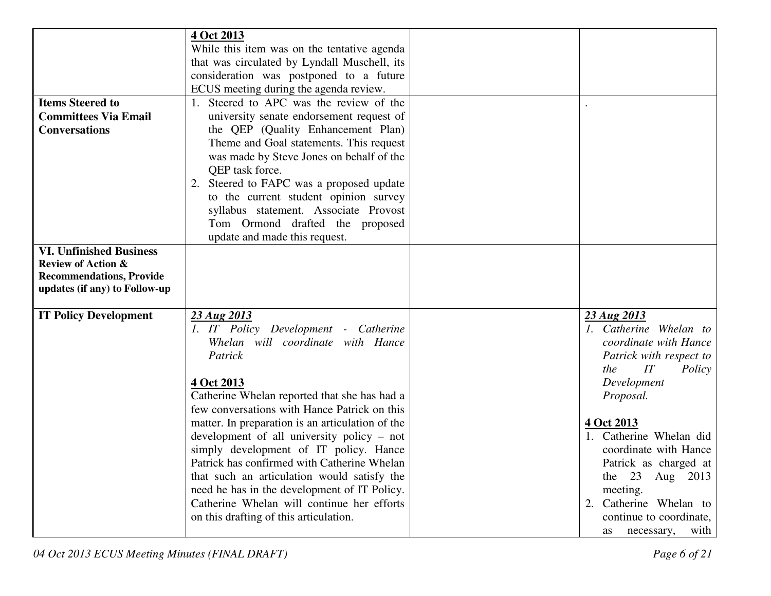| | | | |
|---|---|---|---|
| | **4 Oct 2013**<br>While this item was on the tentative agenda that was circulated by Lyndall Muschell, its consideration was postponed to a future ECUS meeting during the agenda review. | | |
| **Items Steered to Committees Via Email Conversations** | 1. Steered to APC was the review of the university senate endorsement request of the QEP (Quality Enhancement Plan) Theme and Goal statements. This request was made by Steve Jones on behalf of the QEP task force.<br>2. Steered to FAPC was a proposed update to the current student opinion survey syllabus statement. Associate Provost Tom Ormond drafted the proposed update and made this request. | | . |
| **VI. Unfinished Business Review of Action & Recommendations, Provide updates (if any) to Follow-up** | | | |
| **IT Policy Development** | ***23 Aug 2013***<br>*1. IT Policy Development - Catherine Whelan will coordinate with Hance Patrick*<br><br>**4 Oct 2013**<br>Catherine Whelan reported that she has had a few conversations with Hance Patrick on this matter. In preparation is an articulation of the development of all university policy – not simply development of IT policy. Hance Patrick has confirmed with Catherine Whelan that such an articulation would satisfy the need he has in the development of IT Policy. Catherine Whelan will continue her efforts on this drafting of this articulation. | | ***23 Aug 2013***<br>*1. Catherine Whelan to coordinate with Hance Patrick with respect to the IT Policy Development Proposal.*<br><br>**4 Oct 2013**<br>1. Catherine Whelan did coordinate with Hance Patrick as charged at the 23 Aug 2013 meeting.<br>2. Catherine Whelan to continue to coordinate, as necessary, with |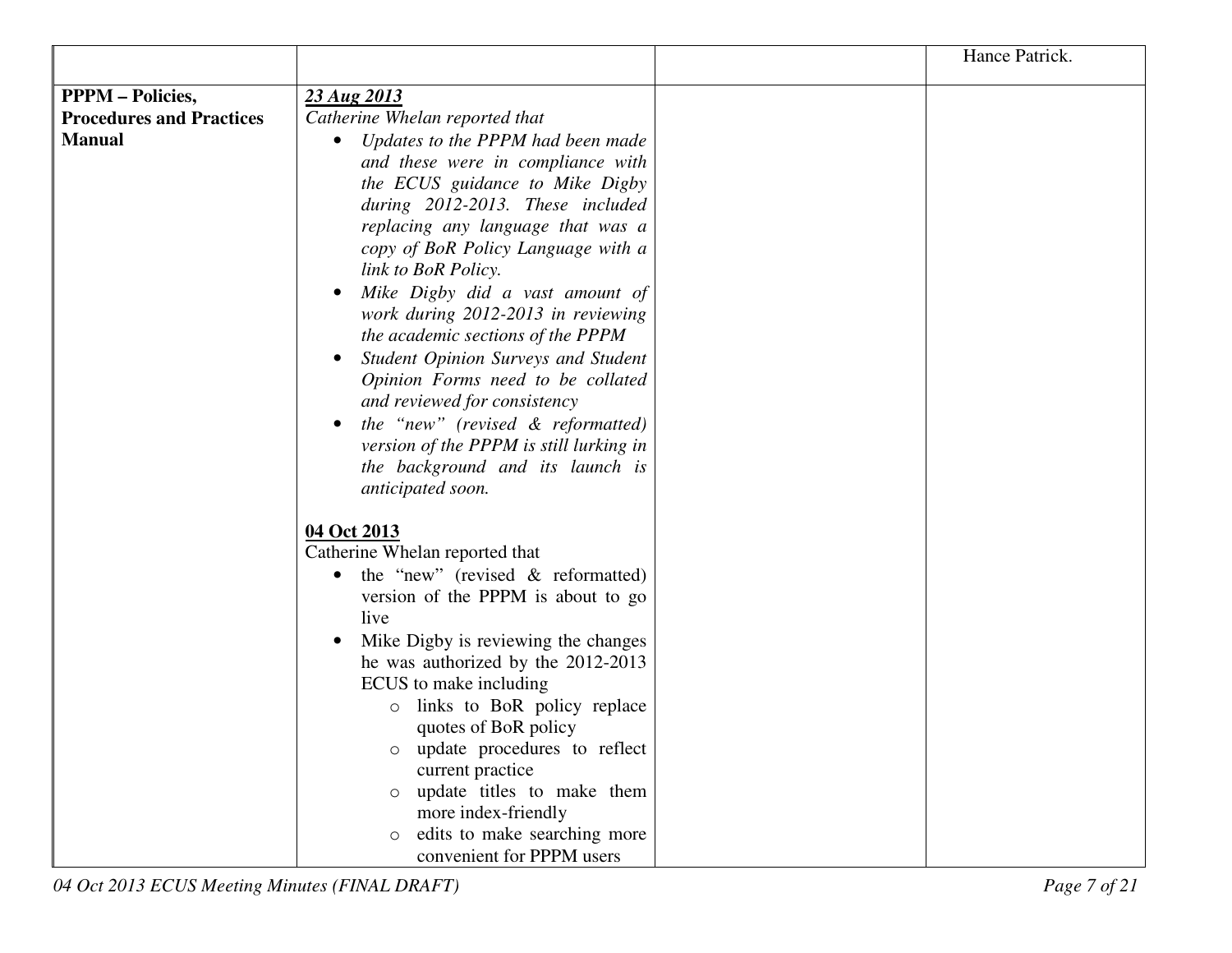| | | | |
|---|---|---|---|
| | | | Hance Patrick. |
| **PPPM – Policies, Procedures and Practices Manual** | ***23 Aug 2013***<br>*Catherine Whelan reported that*<br>• *Updates to the PPPM had been made and these were in compliance with the ECUS guidance to Mike Digby during 2012-2013. These included replacing any language that was a copy of BoR Policy Language with a link to BoR Policy.*<br>• *Mike Digby did a vast amount of work during 2012-2013 in reviewing the academic sections of the PPPM*<br>• *Student Opinion Surveys and Student Opinion Forms need to be collated and reviewed for consistency*<br>• *the "new" (revised & reformatted) version of the PPPM is still lurking in the background and its launch is anticipated soon.*<br><br>**04 Oct 2013**<br>Catherine Whelan reported that<br>• the "new" (revised & reformatted) version of the PPPM is about to go live<br>• Mike Digby is reviewing the changes he was authorized by the 2012-2013 ECUS to make including<br>  ○ links to BoR policy replace quotes of BoR policy<br>  ○ update procedures to reflect current practice<br>  ○ update titles to make them more index-friendly<br>  ○ edits to make searching more convenient for PPPM users | | |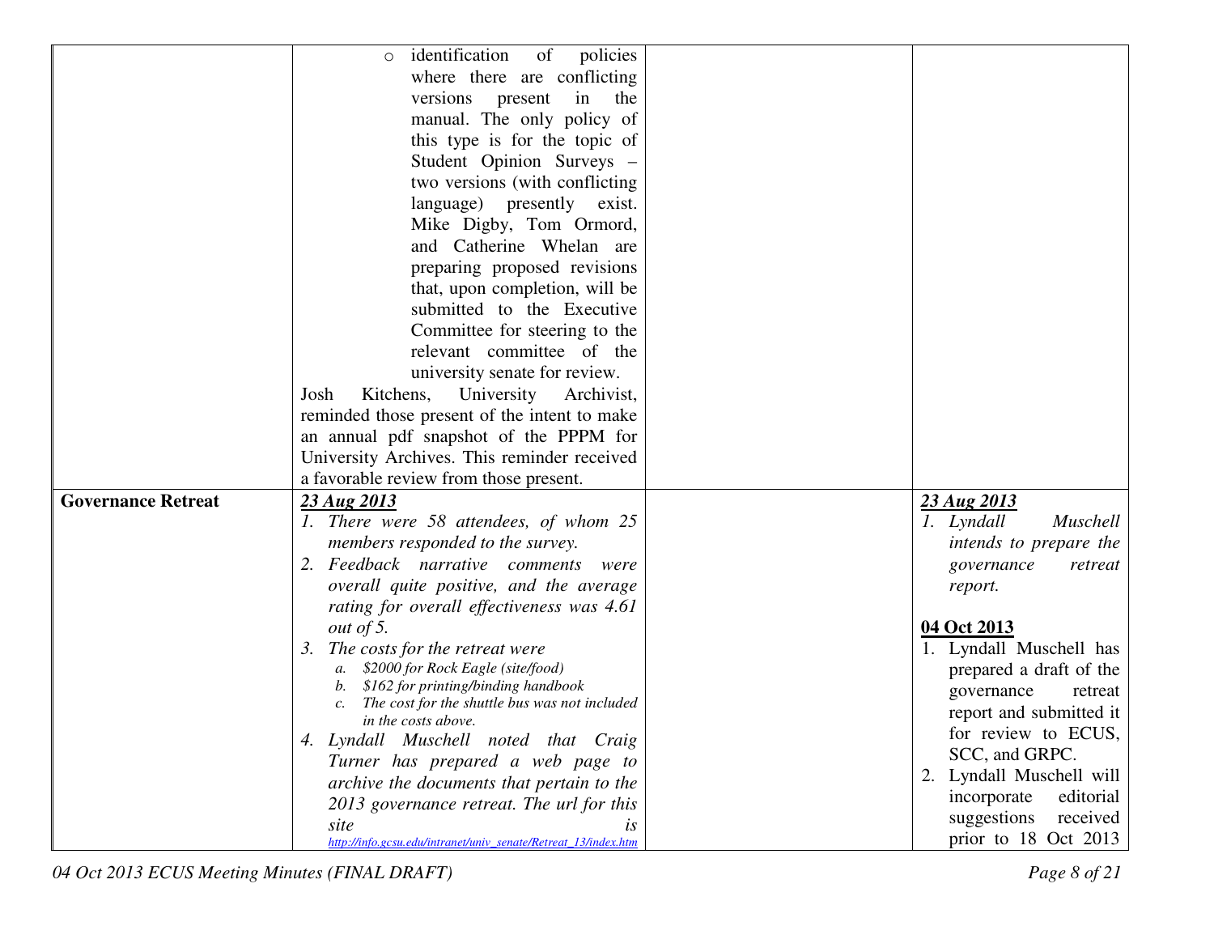| | | | |
|---|---|---|---|
| | ◦ identification of policies where there are conflicting versions present in the manual. The only policy of this type is for the topic of Student Opinion Surveys – two versions (with conflicting language) presently exist. Mike Digby, Tom Ormord, and Catherine Whelan are preparing proposed revisions that, upon completion, will be submitted to the Executive Committee for steering to the relevant committee of the university senate for review.<br>Josh Kitchens, University Archivist, reminded those present of the intent to make an annual pdf snapshot of the PPPM for University Archives. This reminder received a favorable review from those present. | | |
| **Governance Retreat** | ***23 Aug 2013***<br>*1. There were 58 attendees, of whom 25 members responded to the survey.*<br>*2. Feedback narrative comments were overall quite positive, and the average rating for overall effectiveness was 4.61 out of 5.*<br>*3. The costs for the retreat were*<br>*a. $2000 for Rock Eagle (site/food)*<br>*b. $162 for printing/binding handbook*<br>*c. The cost for the shuttle bus was not included in the costs above.*<br>*4. Lyndall Muschell noted that Craig Turner has prepared a web page to archive the documents that pertain to the 2013 governance retreat. The url for this site is* http://info.gcsu.edu/intranet/univ_senate/Retreat_13/index.htm | | ***23 Aug 2013***<br>*1. Lyndall Muschell intends to prepare the governance retreat report.*<br><br>**04 Oct 2013**<br>1. Lyndall Muschell has prepared a draft of the governance retreat report and submitted it for review to ECUS, SCC, and GRPC.<br>2. Lyndall Muschell will incorporate editorial suggestions received prior to 18 Oct 2013 |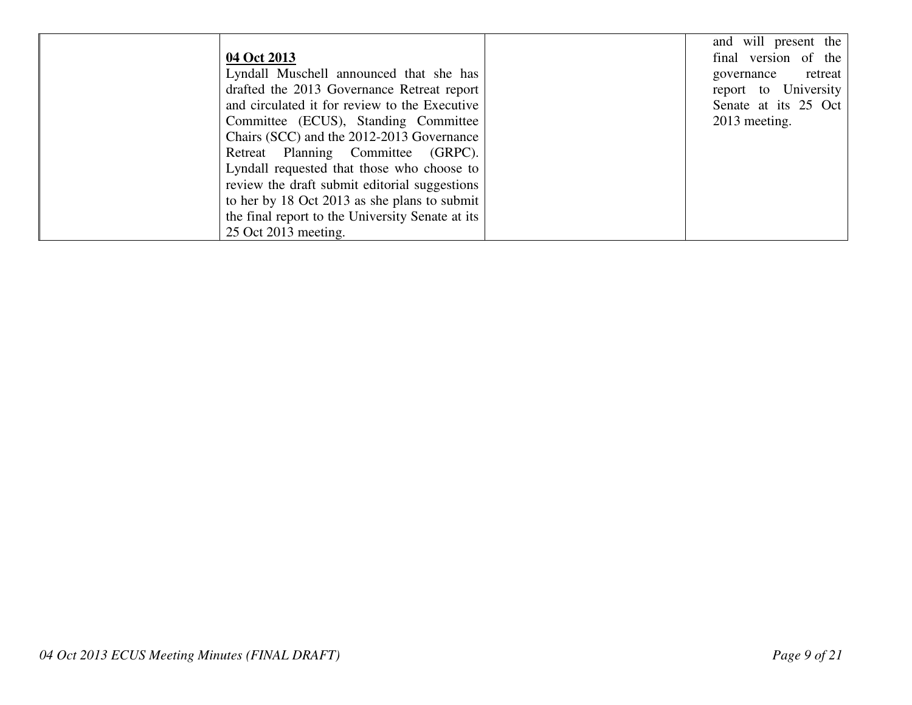| | | | |
|---|---|---|---|
| | **<u>04 Oct 2013</u>**<br>Lyndall Muschell announced that she has drafted the 2013 Governance Retreat report and circulated it for review to the Executive Committee (ECUS), Standing Committee Chairs (SCC) and the 2012-2013 Governance Retreat Planning Committee (GRPC). Lyndall requested that those who choose to review the draft submit editorial suggestions to her by 18 Oct 2013 as she plans to submit the final report to the University Senate at its 25 Oct 2013 meeting. | | and will present the final version of the governance retreat report to University Senate at its 25 Oct 2013 meeting. |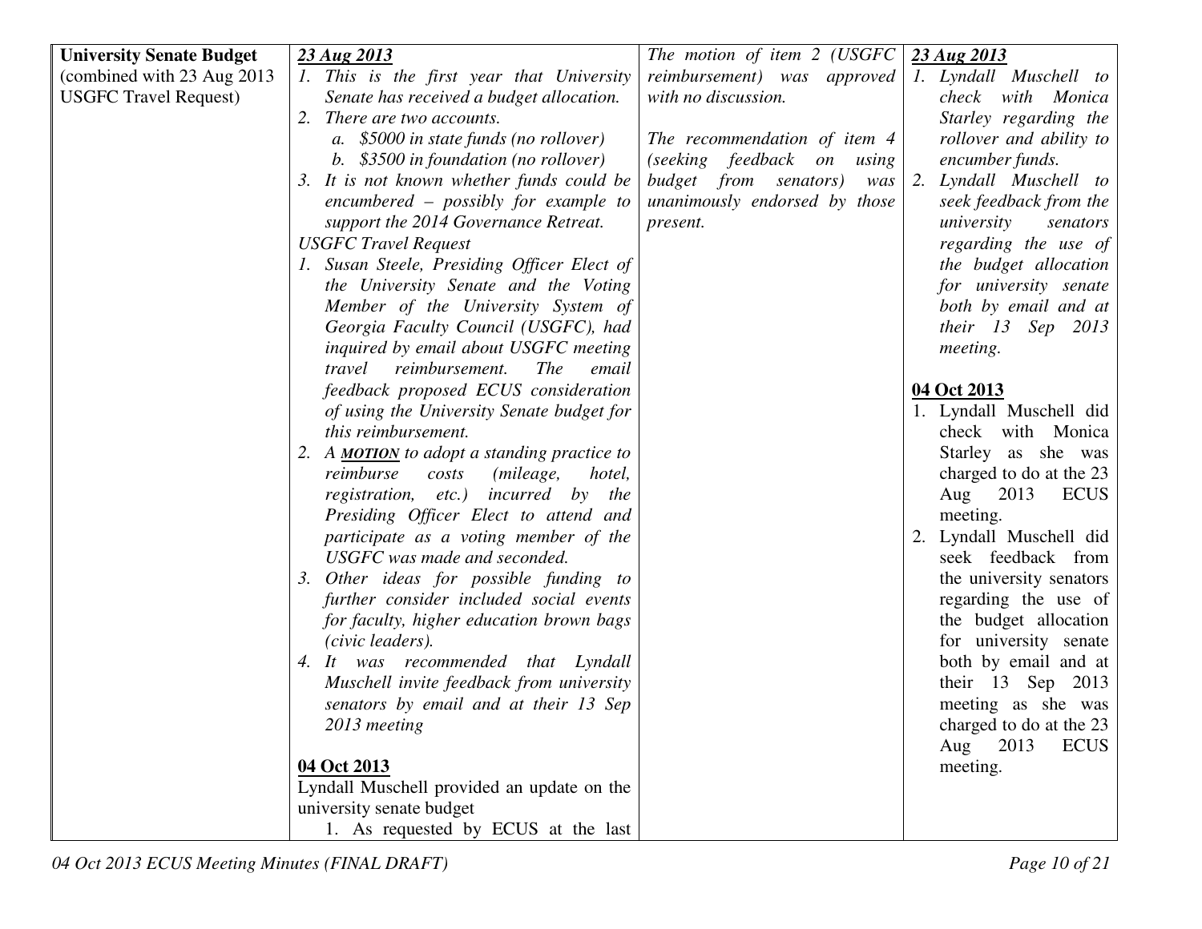| University Senate Budget (combined with 23 Aug 2013 USGFC Travel Request) | **23 Aug 2013**<br>*1. This is the first year that University Senate has received a budget allocation.*<br>*2. There are two accounts.*<br>*a. $5000 in state funds (no rollover)*<br>*b. $3500 in foundation (no rollover)*<br>*3. It is not known whether funds could be encumbered – possibly for example to support the 2014 Governance Retreat.*<br>*USGFC Travel Request*<br>*1. Susan Steele, Presiding Officer Elect of the University Senate and the Voting Member of the University System of Georgia Faculty Council (USGFC), had inquired by email about USGFC meeting travel reimbursement. The email feedback proposed ECUS consideration of using the University Senate budget for this reimbursement.*<br>*2. A* ***MOTION*** *to adopt a standing practice to reimburse costs (mileage, hotel, registration, etc.) incurred by the Presiding Officer Elect to attend and participate as a voting member of the USGFC was made and seconded.*<br>*3. Other ideas for possible funding to further consider included social events for faculty, higher education brown bags (civic leaders).*<br>*4. It was recommended that Lyndall Muschell invite feedback from university senators by email and at their 13 Sep 2013 meeting*<br><br>**04 Oct 2013**<br>Lyndall Muschell provided an update on the university senate budget<br>1. As requested by ECUS at the last | *The motion of item 2 (USGFC reimbursement) was approved with no discussion.*<br><br>*The recommendation of item 4 (seeking feedback on using budget from senators) was unanimously endorsed by those present.* | ***23 Aug 2013***<br>*1. Lyndall Muschell to check with Monica Starley regarding the rollover and ability to encumber funds.*<br>*2. Lyndall Muschell to seek feedback from the university senators regarding the use of the budget allocation for university senate both by email and at their 13 Sep 2013 meeting.*<br><br>**04 Oct 2013**<br>1. Lyndall Muschell did check with Monica Starley as she was charged to do at the 23 Aug 2013 ECUS meeting.<br>2. Lyndall Muschell did seek feedback from the university senators regarding the use of the budget allocation for university senate both by email and at their 13 Sep 2013 meeting as she was charged to do at the 23 Aug 2013 ECUS meeting. |
|---|---|---|---|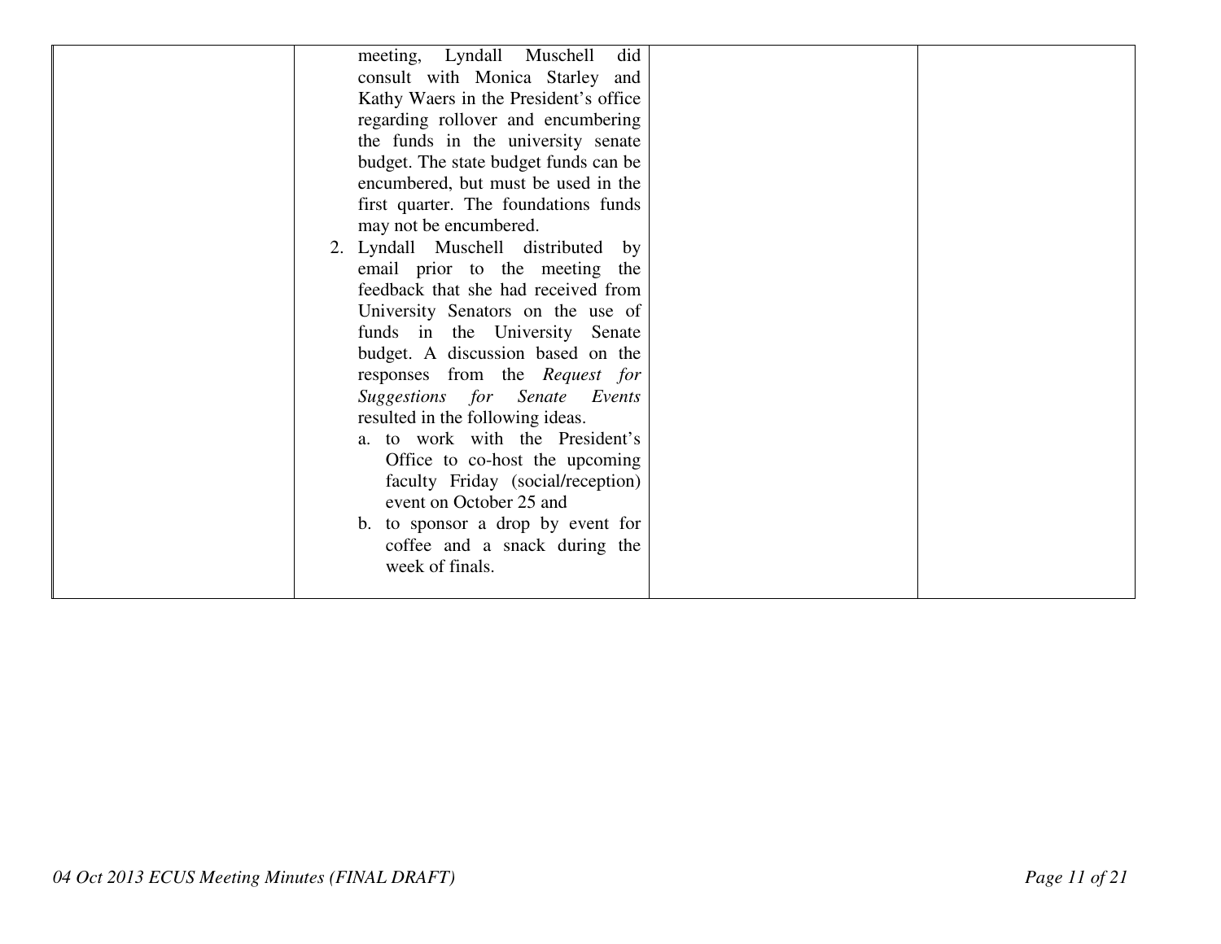| | | | |
|---|---|---|---|
| | meeting, Lyndall Muschell did consult with Monica Starley and Kathy Waers in the President's office regarding rollover and encumbering the funds in the university senate budget. The state budget funds can be encumbered, but must be used in the first quarter. The foundations funds may not be encumbered.<br>2. Lyndall Muschell distributed by email prior to the meeting the feedback that she had received from University Senators on the use of funds in the University Senate budget. A discussion based on the responses from the *Request for Suggestions for Senate Events* resulted in the following ideas.<br>a. to work with the President's Office to co-host the upcoming faculty Friday (social/reception) event on October 25 and<br>b. to sponsor a drop by event for coffee and a snack during the week of finals. | | |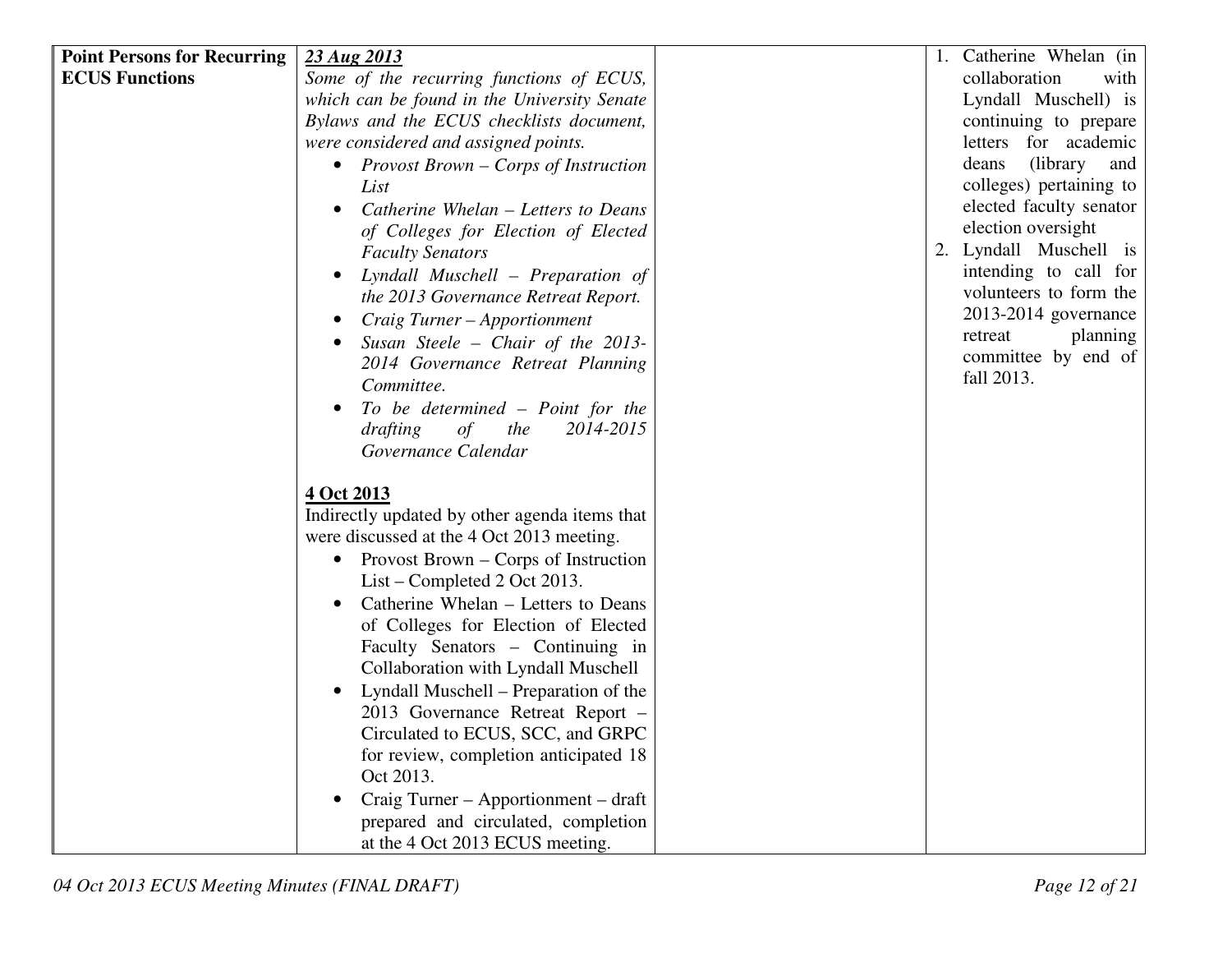| **Point Persons for Recurring ECUS Functions** | ***23 Aug 2013***<br>*Some of the recurring functions of ECUS, which can be found in the University Senate Bylaws and the ECUS checklists document, were considered and assigned points.*<br>• *Provost Brown – Corps of Instruction List*<br>• *Catherine Whelan – Letters to Deans of Colleges for Election of Elected Faculty Senators*<br>• *Lyndall Muschell – Preparation of the 2013 Governance Retreat Report.*<br>• *Craig Turner – Apportionment*<br>• *Susan Steele – Chair of the 2013-2014 Governance Retreat Planning Committee.*<br>• *To be determined – Point for the drafting of the 2014-2015 Governance Calendar*<br><br>**4 Oct 2013**<br>Indirectly updated by other agenda items that were discussed at the 4 Oct 2013 meeting.<br>• Provost Brown – Corps of Instruction List – Completed 2 Oct 2013.<br>• Catherine Whelan – Letters to Deans of Colleges for Election of Elected Faculty Senators – Continuing in Collaboration with Lyndall Muschell<br>• Lyndall Muschell – Preparation of the 2013 Governance Retreat Report – Circulated to ECUS, SCC, and GRPC for review, completion anticipated 18 Oct 2013.<br>• Craig Turner – Apportionment – draft prepared and circulated, completion at the 4 Oct 2013 ECUS meeting. | | 1. Catherine Whelan (in collaboration with Lyndall Muschell) is continuing to prepare letters for academic deans (library and colleges) pertaining to elected faculty senator election oversight<br>2. Lyndall Muschell is intending to call for volunteers to form the 2013-2014 governance retreat planning committee by end of fall 2013. |
|---|---|---|---|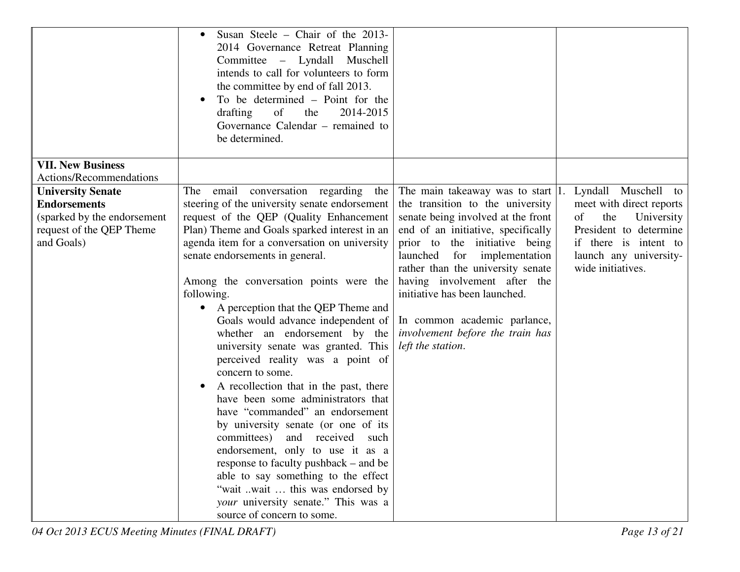| | | | |
|---|---|---|---|
| | <ul><li>Susan Steele – Chair of the 2013-2014 Governance Retreat Planning Committee – Lyndall Muschell intends to call for volunteers to form the committee by end of fall 2013.</li><li>To be determined – Point for the drafting of the 2014-2015 Governance Calendar – remained to be determined.</li></ul> | | |
| **VII. New Business** Actions/Recommendations | | | |
| **University Senate Endorsements** (sparked by the endorsement request of the QEP Theme and Goals) | The email conversation regarding the steering of the university senate endorsement request of the QEP (Quality Enhancement Plan) Theme and Goals sparked interest in an agenda item for a conversation on university senate endorsements in general.<br><br>Among the conversation points were the following.<ul><li>A perception that the QEP Theme and Goals would advance independent of whether an endorsement by the university senate was granted. This perceived reality was a point of concern to some.</li><li>A recollection that in the past, there have been some administrators that have "commanded" an endorsement by university senate (or one of its committees) and received such endorsement, only to use it as a response to faculty pushback – and be able to say something to the effect "wait ..wait … this was endorsed by *your* university senate." This was a source of concern to some.</li></ul> | The main takeaway was to start the transition to the university senate being involved at the front end of an initiative, specifically prior to the initiative being launched for implementation rather than the university senate having involvement after the initiative has been launched.<br><br>In common academic parlance, *involvement before the train has left the station*. | 1. Lyndall Muschell to meet with direct reports of the University President to determine if there is intent to launch any university-wide initiatives. |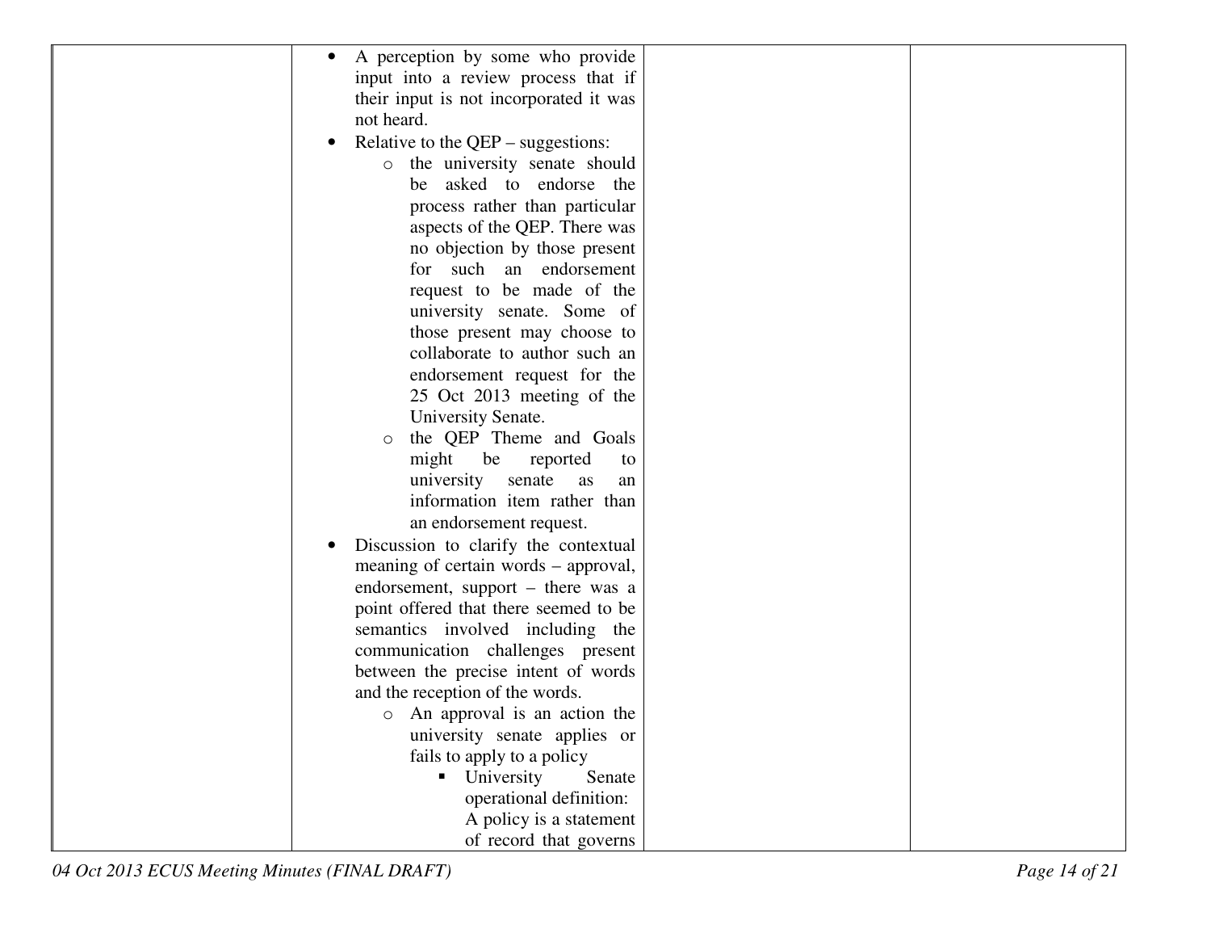| | | | |
|---|---|---|---|
| | <ul><li>A perception by some who provide input into a review process that if their input is not incorporated it was not heard.</li><li>Relative to the QEP – suggestions:<ul><li>the university senate should be asked to endorse the process rather than particular aspects of the QEP. There was no objection by those present for such an endorsement request to be made of the university senate. Some of those present may choose to collaborate to author such an endorsement request for the 25 Oct 2013 meeting of the University Senate.</li><li>the QEP Theme and Goals might be reported to university senate as an information item rather than an endorsement request.</li></ul></li><li>Discussion to clarify the contextual meaning of certain words – approval, endorsement, support – there was a point offered that there seemed to be semantics involved including the communication challenges present between the precise intent of words and the reception of the words.<ul><li>An approval is an action the university senate applies or fails to apply to a policy<ul><li>University Senate operational definition: A policy is a statement of record that governs</li></ul></li></ul></li></ul> | | |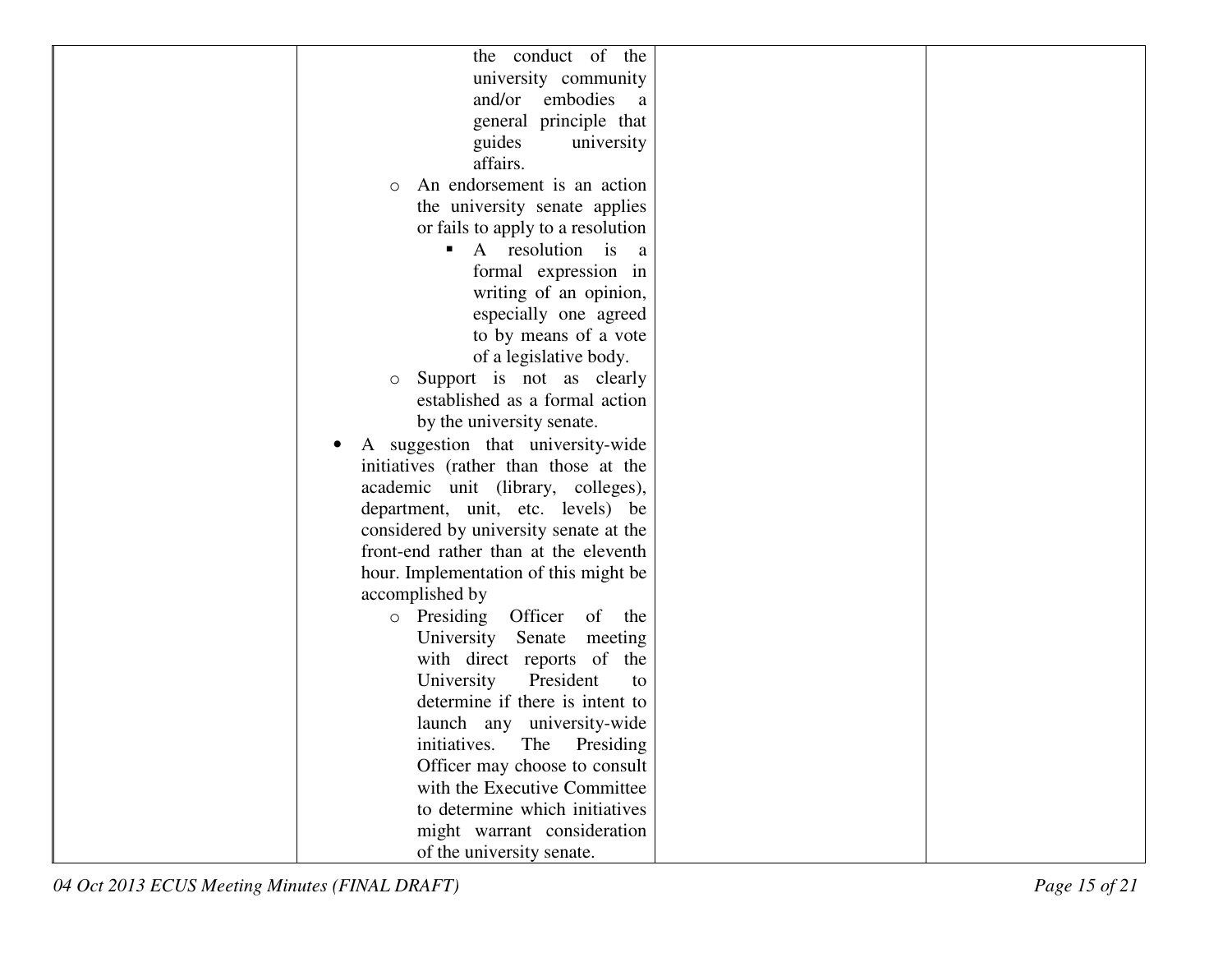| | | | |
|---|---|---|---|
| | the conduct of the university community and/or embodies a general principle that guides university affairs.<br>o An endorsement is an action the university senate applies or fails to apply to a resolution<br>▪ A resolution is a formal expression in writing of an opinion, especially one agreed to by means of a vote of a legislative body.<br>o Support is not as clearly established as a formal action by the university senate.<br>• A suggestion that university-wide initiatives (rather than those at the academic unit (library, colleges), department, unit, etc. levels) be considered by university senate at the front-end rather than at the eleventh hour. Implementation of this might be accomplished by<br>o Presiding Officer of the University Senate meeting with direct reports of the University President to determine if there is intent to launch any university-wide initiatives. The Presiding Officer may choose to consult with the Executive Committee to determine which initiatives might warrant consideration of the university senate. | | |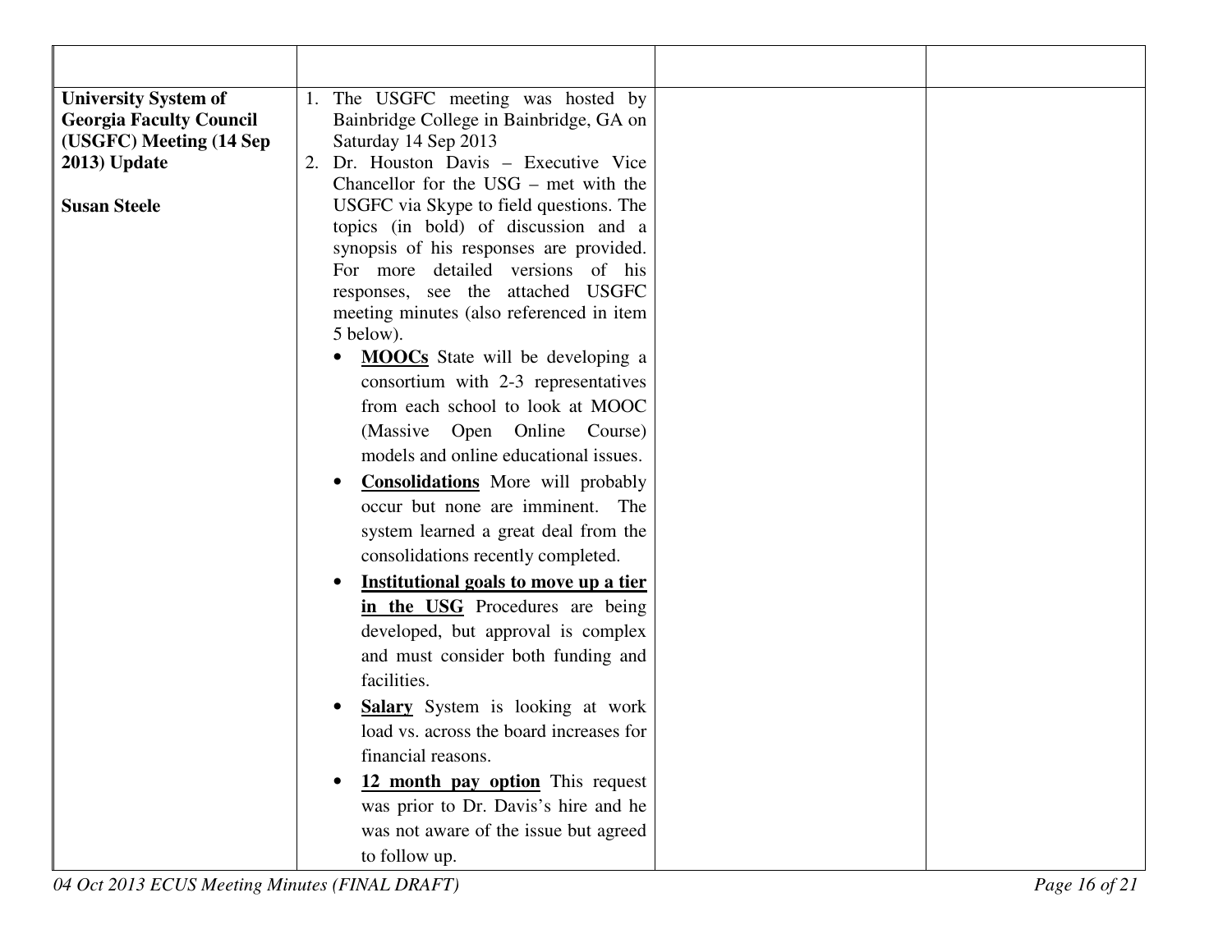| | | | |
|---|---|---|---|
| **University System of Georgia Faculty Council (USGFC) Meeting (14 Sep 2013) Update**<br><br>**Susan Steele** | 1. The USGFC meeting was hosted by Bainbridge College in Bainbridge, GA on Saturday 14 Sep 2013<br>2. Dr. Houston Davis – Executive Vice Chancellor for the USG – met with the USGFC via Skype to field questions. The topics (in bold) of discussion and a synopsis of his responses are provided. For more detailed versions of his responses, see the attached USGFC meeting minutes (also referenced in item 5 below).<br>• **<u>MOOCs</u>** State will be developing a consortium with 2-3 representatives from each school to look at MOOC (Massive Open Online Course) models and online educational issues.<br>• **<u>Consolidations</u>** More will probably occur but none are imminent. The system learned a great deal from the consolidations recently completed.<br>• **<u>Institutional goals to move up a tier in the USG</u>** Procedures are being developed, but approval is complex and must consider both funding and facilities.<br>• **<u>Salary</u>** System is looking at work load vs. across the board increases for financial reasons.<br>• **<u>12 month pay option</u>** This request was prior to Dr. Davis's hire and he was not aware of the issue but agreed to follow up. | | |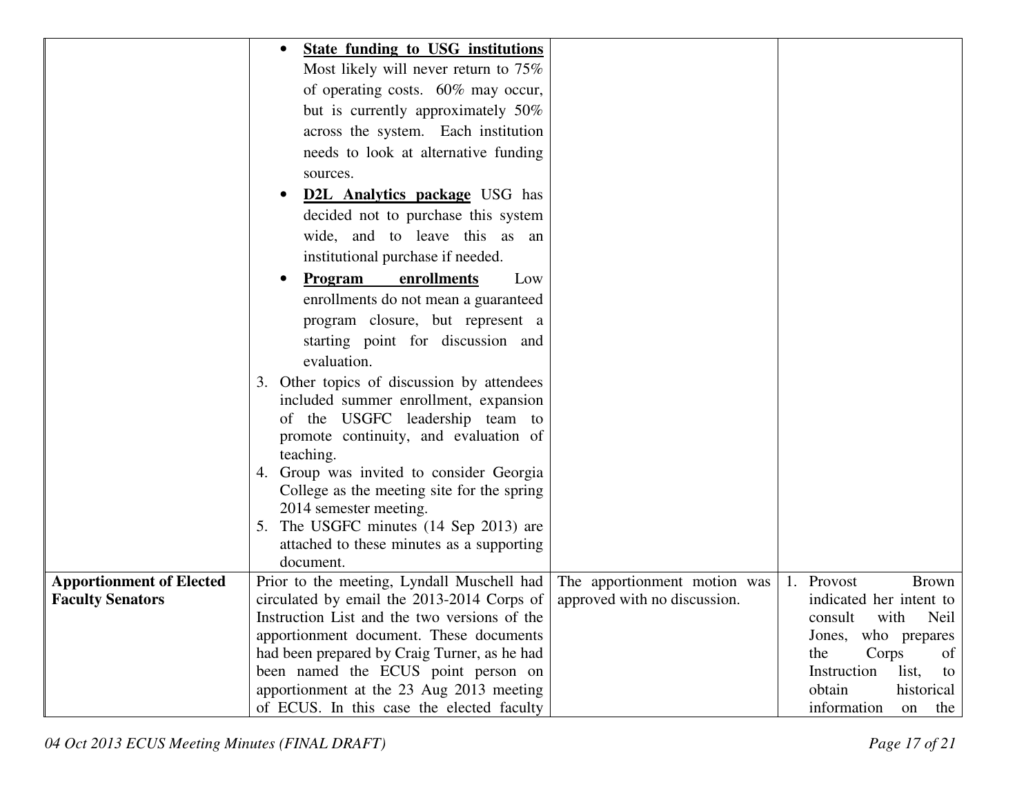| | | | |
|---|---|---|---|
| | • **State funding to USG institutions** Most likely will never return to 75% of operating costs. 60% may occur, but is currently approximately 50% across the system. Each institution needs to look at alternative funding sources.<br>• **D2L Analytics package** USG has decided not to purchase this system wide, and to leave this as an institutional purchase if needed.<br>• **Program enrollments** Low enrollments do not mean a guaranteed program closure, but represent a starting point for discussion and evaluation.<br>3. Other topics of discussion by attendees included summer enrollment, expansion of the USGFC leadership team to promote continuity, and evaluation of teaching.<br>4. Group was invited to consider Georgia College as the meeting site for the spring 2014 semester meeting.<br>5. The USGFC minutes (14 Sep 2013) are attached to these minutes as a supporting document. | | |
| **Apportionment of Elected Faculty Senators** | Prior to the meeting, Lyndall Muschell had circulated by email the 2013-2014 Corps of Instruction List and the two versions of the apportionment document. These documents had been prepared by Craig Turner, as he had been named the ECUS point person on apportionment at the 23 Aug 2013 meeting of ECUS. In this case the elected faculty | The apportionment motion was approved with no discussion. | 1. Provost Brown indicated her intent to consult with Neil Jones, who prepares the Corps of Instruction list, to obtain historical information on the |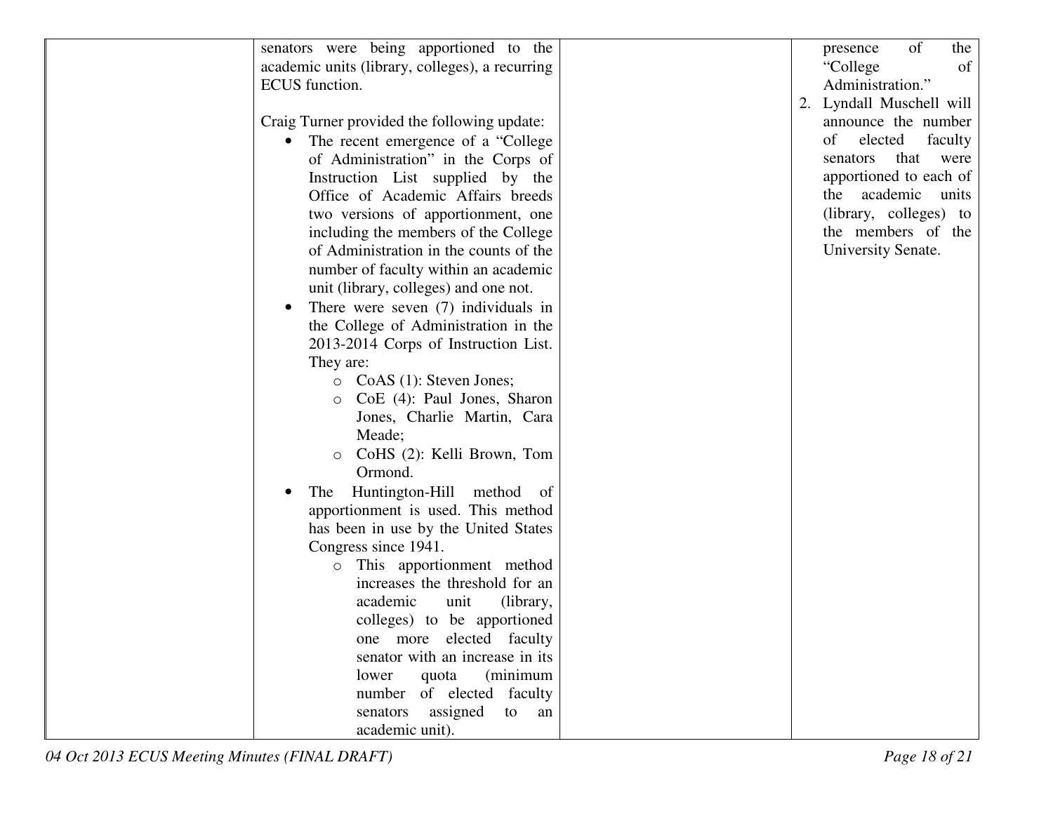| | | | |
|---|---|---|---|
| | senators were being apportioned to the academic units (library, colleges), a recurring ECUS function.<br><br>Craig Turner provided the following update:<br>• The recent emergence of a "College of Administration" in the Corps of Instruction List supplied by the Office of Academic Affairs breeds two versions of apportionment, one including the members of the College of Administration in the counts of the number of faculty within an academic unit (library, colleges) and one not.<br>• There were seven (7) individuals in the College of Administration in the 2013-2014 Corps of Instruction List. They are:<br>  ○ CoAS (1): Steven Jones;<br>  ○ CoE (4): Paul Jones, Sharon Jones, Charlie Martin, Cara Meade;<br>  ○ CoHS (2): Kelli Brown, Tom Ormond.<br>• The Huntington-Hill method of apportionment is used. This method has been in use by the United States Congress since 1941.<br>  ○ This apportionment method increases the threshold for an academic unit (library, colleges) to be apportioned one more elected faculty senator with an increase in its lower quota (minimum number of elected faculty senators assigned to an academic unit). | | presence of the "College of Administration."<br>2. Lyndall Muschell will announce the number of elected faculty senators that were apportioned to each of the academic units (library, colleges) to the members of the University Senate. |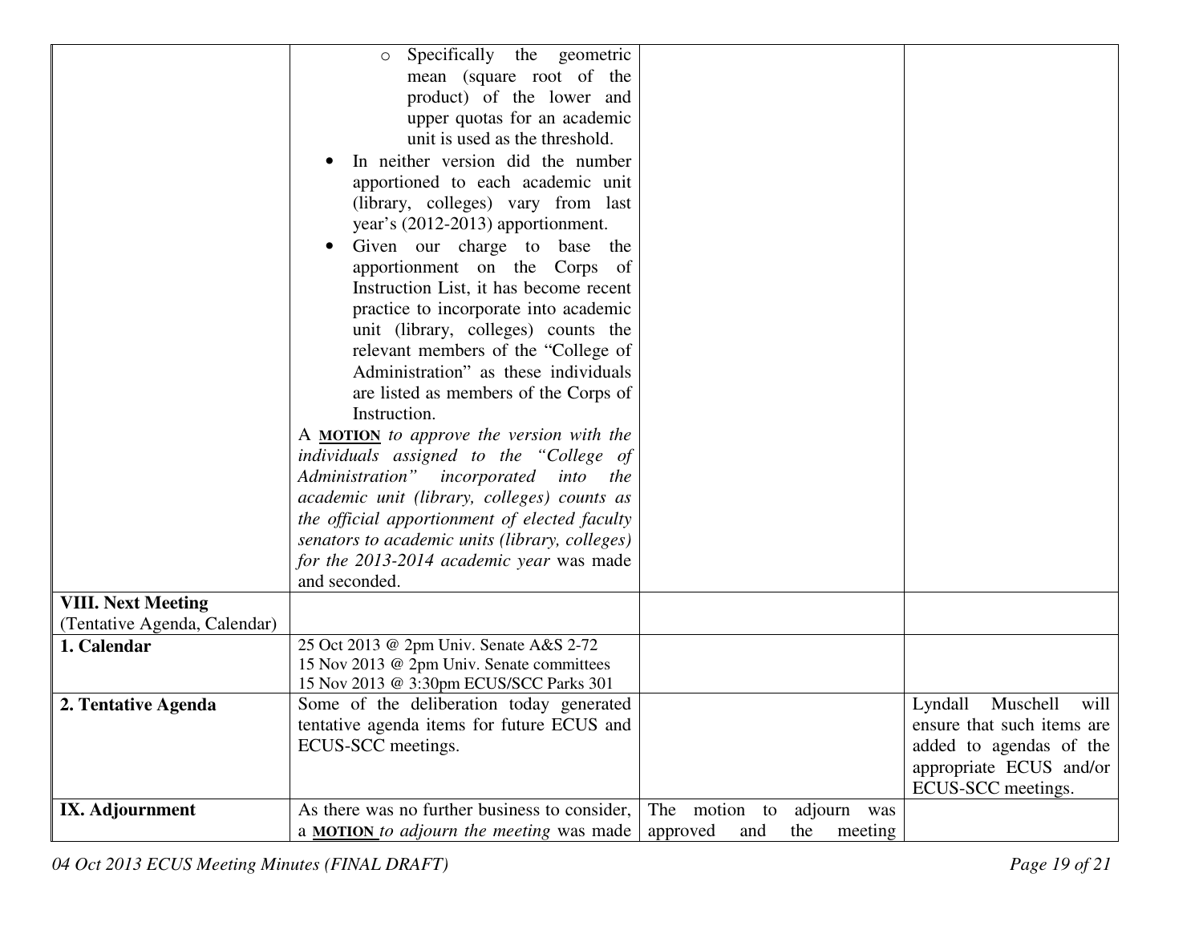| | | | |
|---|---|---|---|
| | ◦ Specifically the geometric mean (square root of the product) of the lower and upper quotas for an academic unit is used as the threshold.<br>• In neither version did the number apportioned to each academic unit (library, colleges) vary from last year's (2012-2013) apportionment.<br>• Given our charge to base the apportionment on the Corps of Instruction List, it has become recent practice to incorporate into academic unit (library, colleges) counts the relevant members of the "College of Administration" as these individuals are listed as members of the Corps of Instruction.<br>A **MOTION** *to approve the version with the individuals assigned to the "College of Administration" incorporated into the academic unit (library, colleges) counts as the official apportionment of elected faculty senators to academic units (library, colleges) for the 2013-2014 academic year* was made and seconded. | | |
| **VIII. Next Meeting** (Tentative Agenda, Calendar) | | | |
| **1. Calendar** | 25 Oct 2013 @ 2pm Univ. Senate A&S 2-72<br>15 Nov 2013 @ 2pm Univ. Senate committees<br>15 Nov 2013 @ 3:30pm ECUS/SCC Parks 301 | | |
| **2. Tentative Agenda** | Some of the deliberation today generated tentative agenda items for future ECUS and ECUS-SCC meetings. | | Lyndall Muschell will ensure that such items are added to agendas of the appropriate ECUS and/or ECUS-SCC meetings. |
| **IX. Adjournment** | As there was no further business to consider, a **MOTION** *to adjourn the meeting* was made | The motion to adjourn was approved and the meeting | |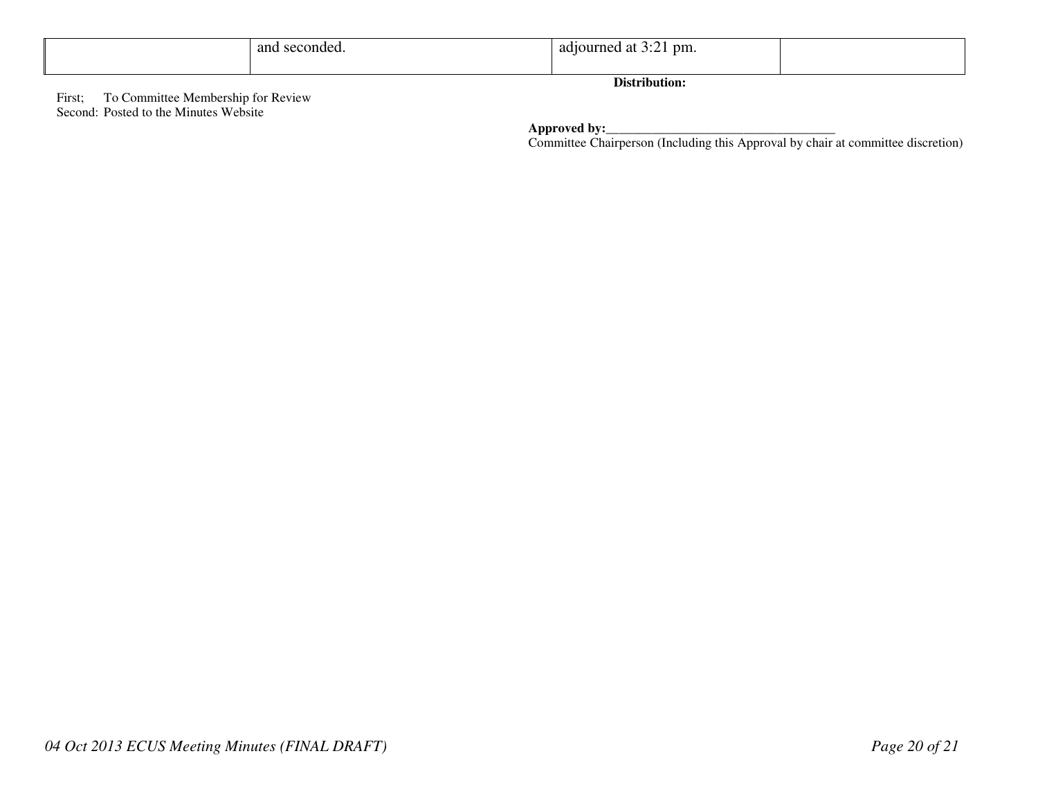|  | and seconded. | adjourned at 3:21 pm. |  |
|---|---|---|---|

**Distribution:**

First; To Committee Membership for Review
Second: Posted to the Minutes Website

**Approved by:**___________________________________
Committee Chairperson (Including this Approval by chair at committee discretion)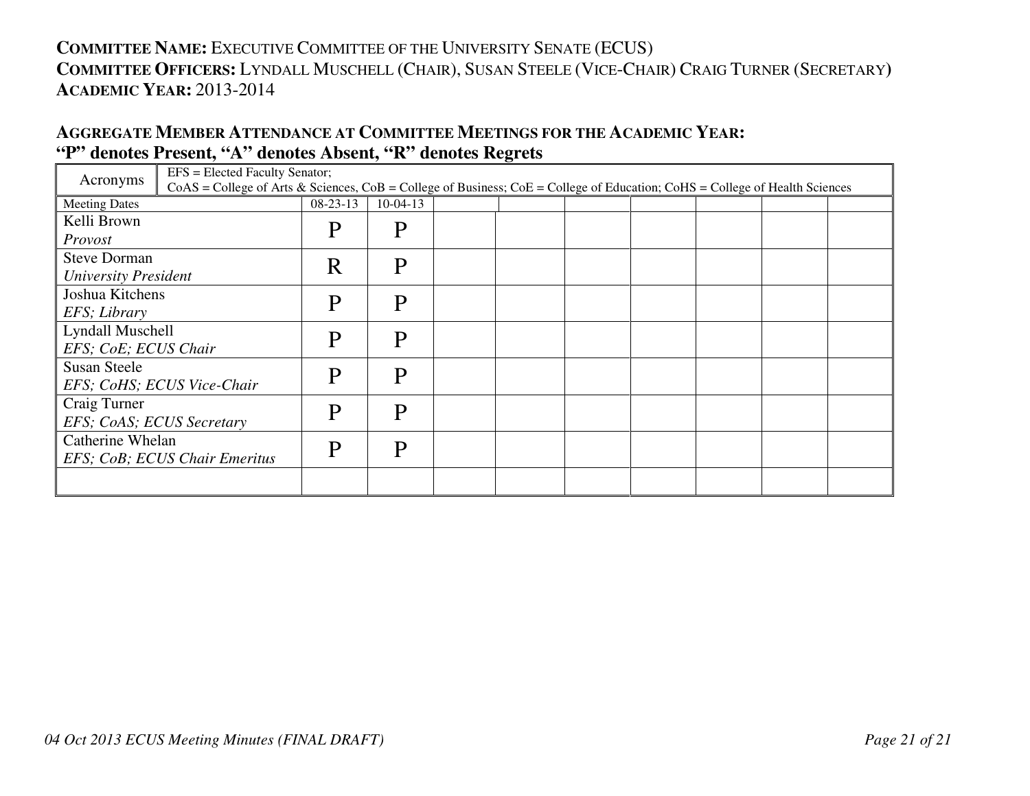**COMMITTEE NAME:** EXECUTIVE COMMITTEE OF THE UNIVERSITY SENATE (ECUS)
**COMMITTEE OFFICERS:** LYNDALL MUSCHELL (CHAIR), SUSAN STEELE (VICE-CHAIR) CRAIG TURNER (SECRETARY)
**ACADEMIC YEAR:** 2013-2014

**AGGREGATE MEMBER ATTENDANCE AT COMMITTEE MEETINGS FOR THE ACADEMIC YEAR:**
**"P" denotes Present, "A" denotes Absent, "R" denotes Regrets**

| Acronyms | EFS = Elected Faculty Senator; CoAS = College of Arts & Sciences, CoB = College of Business; CoE = College of Education; CoHS = College of Health Sciences | | | | | | | | |
|---|---|---|---|---|---|---|---|---|---|
| Meeting Dates | 08-23-13 | 10-04-13 | | | | | | | |
| Kelli Brown<br>*Provost* | P | P | | | | | | | |
| Steve Dorman<br>*University President* | R | P | | | | | | | |
| Joshua Kitchens<br>*EFS; Library* | P | P | | | | | | | |
| Lyndall Muschell<br>*EFS; CoE; ECUS Chair* | P | P | | | | | | | |
| Susan Steele<br>*EFS; CoHS; ECUS Vice-Chair* | P | P | | | | | | | |
| Craig Turner<br>*EFS; CoAS; ECUS Secretary* | P | P | | | | | | | |
| Catherine Whelan<br>*EFS; CoB; ECUS Chair Emeritus* | P | P | | | | | | | |
| | | | | | | | | | |

*04 Oct 2013 ECUS Meeting Minutes (FINAL DRAFT)*